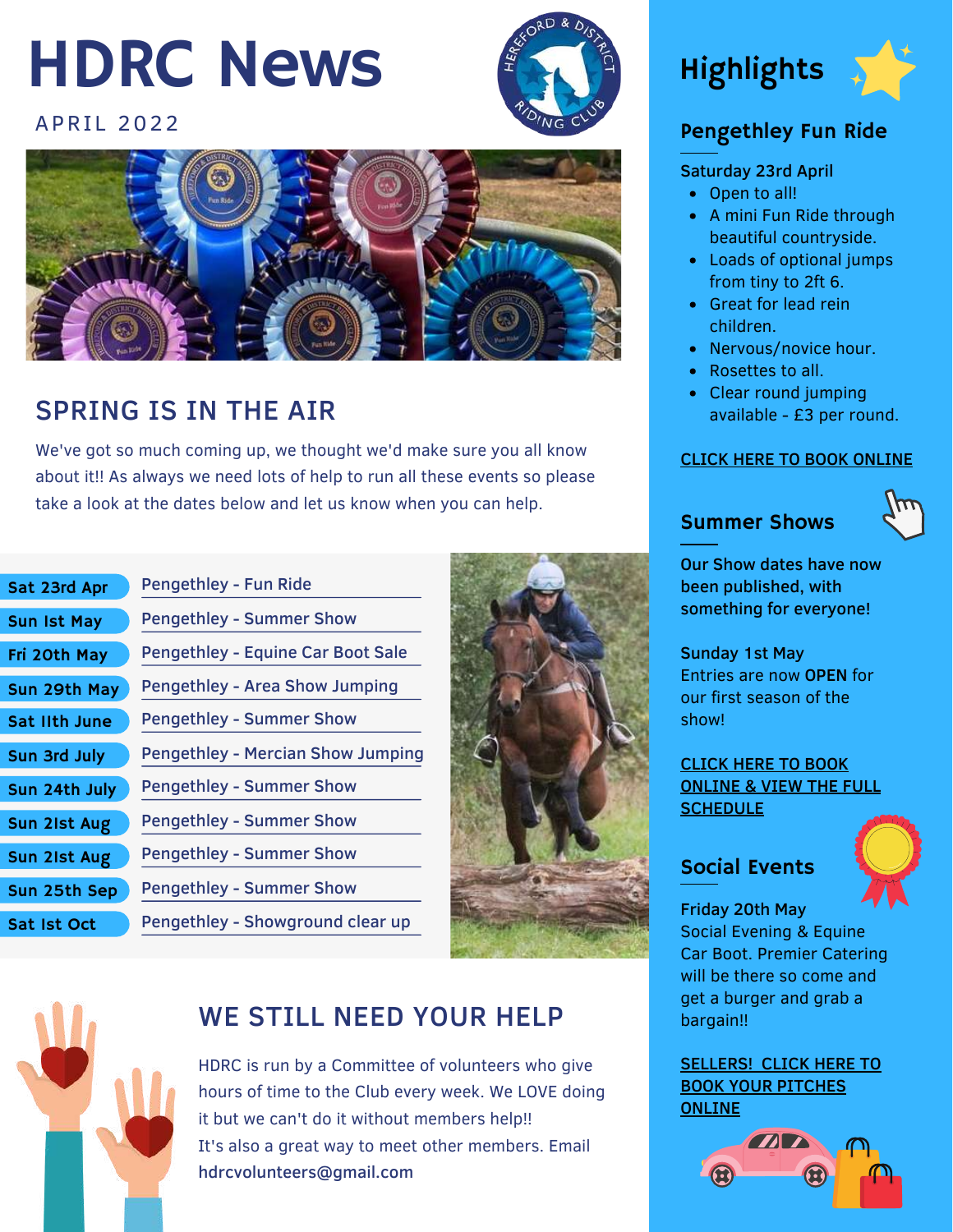# HDRC News

APRIL 2022

## SPRING IS IN THE AIR

We've got so much coming up, we thought we'd make sure you all know about it!! As always we need lots of help to run all these events so please take a look at the dates below and let us know when you can help.

| Date | Event |
| --- | --- |
| Sat 23rd Apr | Pengethley - Fun Ride |
| Sun 1st May | Pengethley - Summer Show |
| Fri 20th May | Pengethley - Equine Car Boot Sale |
| Sun 29th May | Pengethley - Area Show Jumping |
| Sat 11th June | Pengethley - Summer Show |
| Sun 3rd July | Pengethley - Mercian Show Jumping |
| Sun 24th July | Pengethley - Summer Show |
| Sun 21st Aug | Pengethley - Summer Show |
| Sun 21st Aug | Pengethley - Summer Show |
| Sun 25th Sep | Pengethley - Summer Show |
| Sat 1st Oct | Pengethley - Showground clear up |

## WE STILL NEED YOUR HELP

HDRC is run by a Committee of volunteers who give hours of time to the Club every week. We LOVE doing it but we can't do it without members help!!

It's also a great way to meet other members. Email hdrcvolunteers@gmail.com

# Highlights

## Pengethley Fun Ride

Saturday 23rd April

- Open to all!
- A mini Fun Ride through beautiful countryside.
- Loads of optional jumps from tiny to 2ft 6.
- Great for lead rein children.
- Nervous/novice hour.
- Rosettes to all.
- Clear round jumping available - £3 per round.

CLICK HERE TO BOOK ONLINE

## Summer Shows

Our Show dates have now been published, with something for everyone!

Sunday 1st May
Entries are now **OPEN** for our first season of the show!

CLICK HERE TO BOOK ONLINE & VIEW THE FULL SCHEDULE

## Social Events

Friday 20th May
Social Evening & Equine Car Boot. Premier Catering will be there so come and get a burger and grab a bargain!!

SELLERS! CLICK HERE TO BOOK YOUR PITCHES ONLINE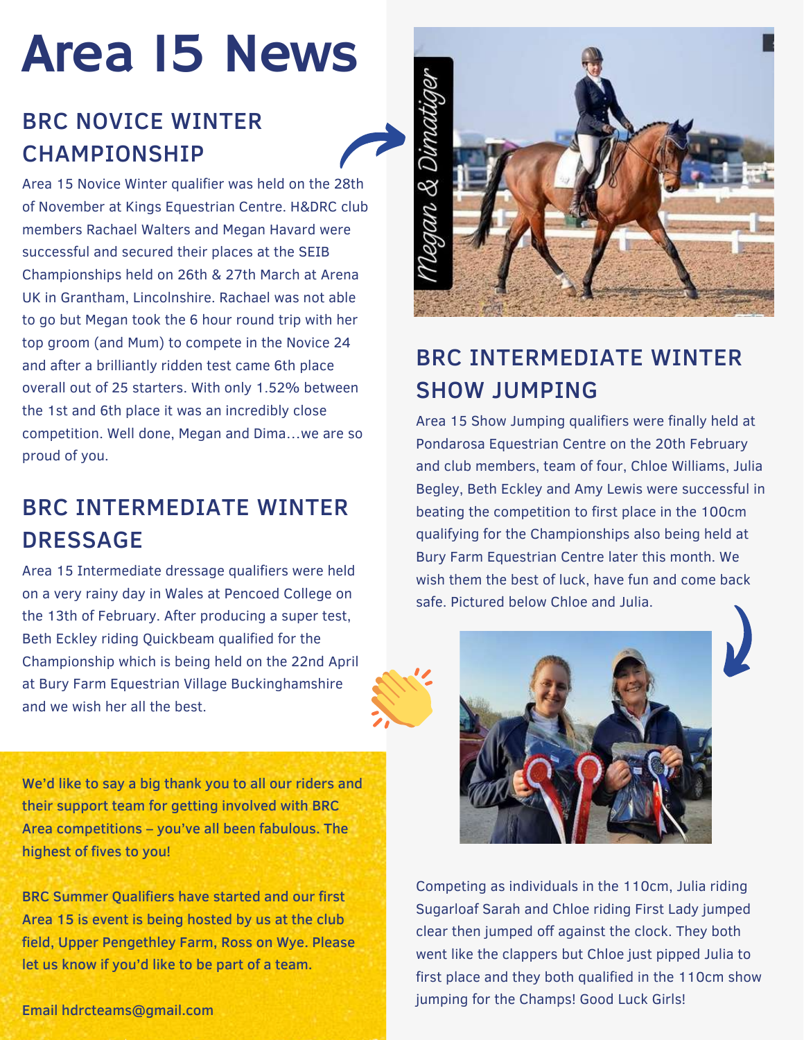# Area 15 News

## BRC NOVICE WINTER CHAMPIONSHIP

Area 15 Novice Winter qualifier was held on the 28th of November at Kings Equestrian Centre. H&DRC club members Rachael Walters and Megan Havard were successful and secured their places at the SEIB Championships held on 26th & 27th March at Arena UK in Grantham, Lincolnshire. Rachael was not able to go but Megan took the 6 hour round trip with her top groom (and Mum) to compete in the Novice 24 and after a brilliantly ridden test came 6th place overall out of 25 starters. With only 1.52% between the 1st and 6th place it was an incredibly close competition. Well done, Megan and Dima…we are so proud of you.

*Megan & Dimatiger*

## BRC INTERMEDIATE WINTER DRESSAGE

Area 15 Intermediate dressage qualifiers were held on a very rainy day in Wales at Pencoed College on the 13th of February. After producing a super test, Beth Eckley riding Quickbeam qualified for the Championship which is being held on the 22nd April at Bury Farm Equestrian Village Buckinghamshire and we wish her all the best.

**We'd like to say a big thank you to all our riders and their support team for getting involved with BRC Area competitions – you've all been fabulous. The highest of fives to you!**

**BRC Summer Qualifiers have started and our first Area 15 is event is being hosted by us at the club field, Upper Pengethley Farm, Ross on Wye. Please let us know if you'd like to be part of a team.**

**Email hdrcteams@gmail.com**

## BRC INTERMEDIATE WINTER SHOW JUMPING

Area 15 Show Jumping qualifiers were finally held at Pondarosa Equestrian Centre on the 20th February and club members, team of four, Chloe Williams, Julia Begley, Beth Eckley and Amy Lewis were successful in beating the competition to first place in the 100cm qualifying for the Championships also being held at Bury Farm Equestrian Centre later this month. We wish them the best of luck, have fun and come back safe. Pictured below Chloe and Julia.

Competing as individuals in the 110cm, Julia riding Sugarloaf Sarah and Chloe riding First Lady jumped clear then jumped off against the clock. They both went like the clappers but Chloe just pipped Julia to first place and they both qualified in the 110cm show jumping for the Champs! Good Luck Girls!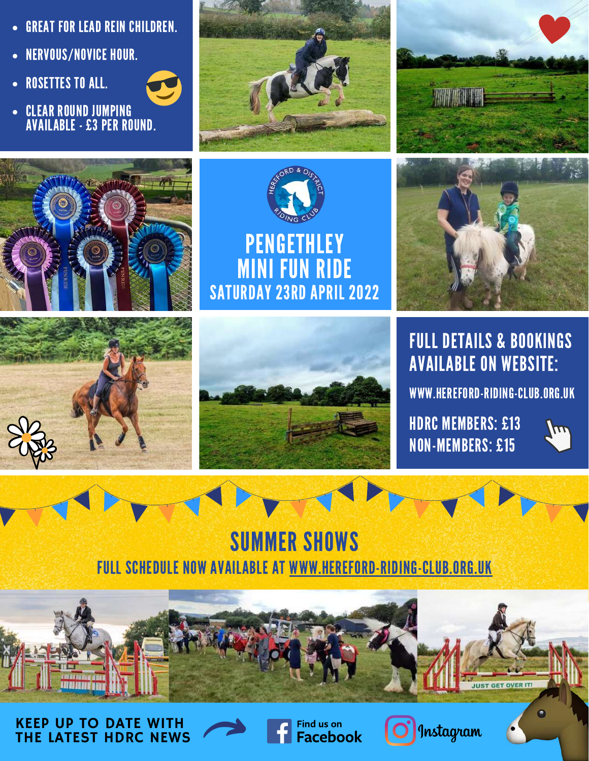- GREAT FOR LEAD REIN CHILDREN.
- NERVOUS/NOVICE HOUR.
- ROSETTES TO ALL.
- CLEAR ROUND JUMPING AVAILABLE - £3 PER ROUND.

# PENGETHLEY MINI FUN RIDE

## SATURDAY 23RD APRIL 2022

## FULL DETAILS & BOOKINGS AVAILABLE ON WEBSITE:

WWW.HEREFORD-RIDING-CLUB.ORG.UK

HDRC MEMBERS: £13
NON-MEMBERS: £15

# SUMMER SHOWS

FULL SCHEDULE NOW AVAILABLE AT WWW.HEREFORD-RIDING-CLUB.ORG.UK

KEEP UP TO DATE WITH THE LATEST HDRC NEWS

Find us on Facebook

Instagram